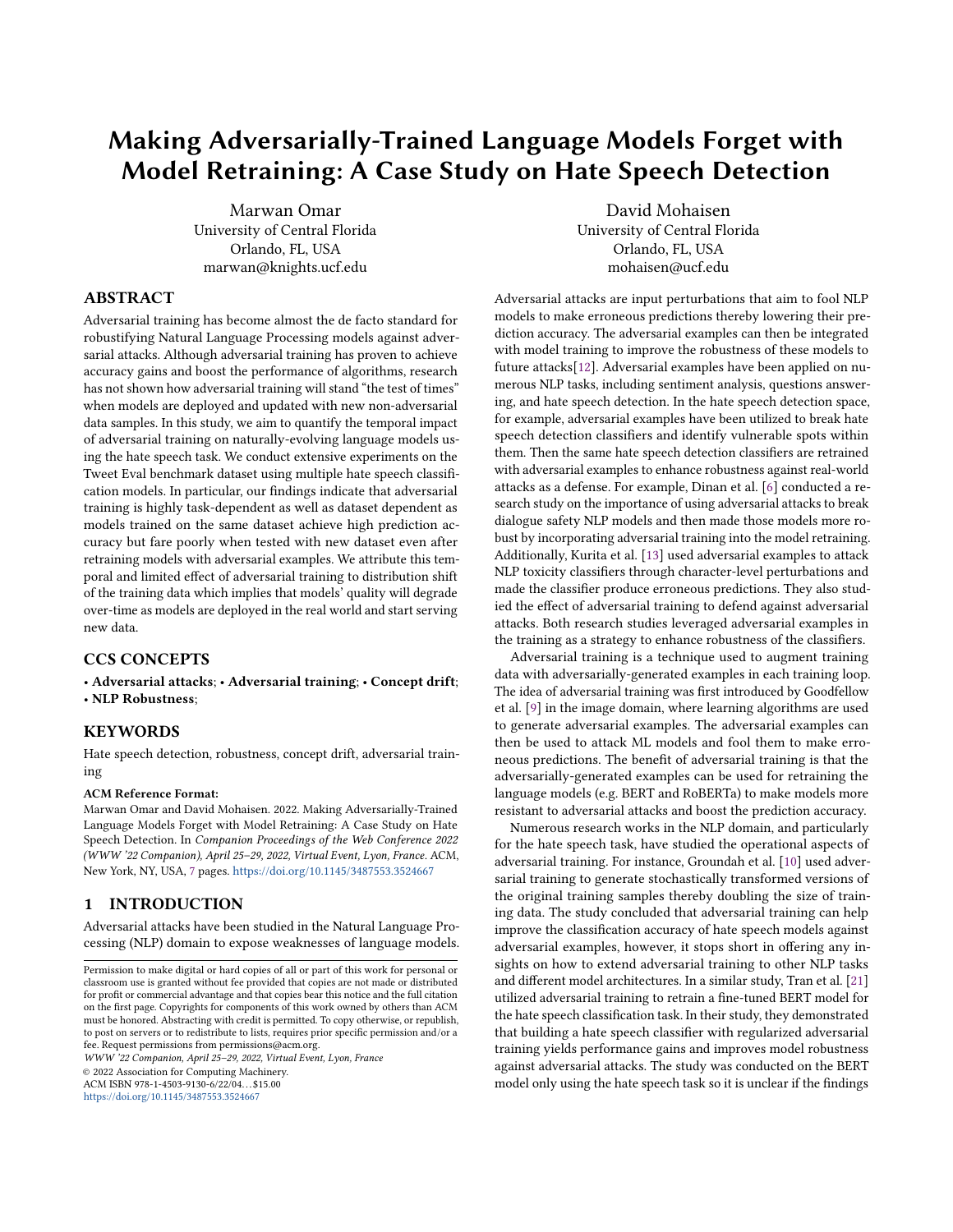# Making Adversarially-Trained Language Models Forget with Model Retraining: A Case Study on Hate Speech Detection

Marwan Omar
University of Central Florida
Orlando, FL, USA
marwan@knights.ucf.edu

David Mohaisen
University of Central Florida
Orlando, FL, USA
mohaisen@ucf.edu

## ABSTRACT

Adversarial training has become almost the de facto standard for robustifying Natural Language Processing models against adversarial attacks. Although adversarial training has proven to achieve accuracy gains and boost the performance of algorithms, research has not shown how adversarial training will stand "the test of times" when models are deployed and updated with new non-adversarial data samples. In this study, we aim to quantify the temporal impact of adversarial training on naturally-evolving language models using the hate speech task. We conduct extensive experiments on the Tweet Eval benchmark dataset using multiple hate speech classification models. In particular, our findings indicate that adversarial training is highly task-dependent as well as dataset dependent as models trained on the same dataset achieve high prediction accuracy but fare poorly when tested with new dataset even after retraining models with adversarial examples. We attribute this temporal and limited effect of adversarial training to distribution shift of the training data which implies that models' quality will degrade over-time as models are deployed in the real world and start serving new data.

## CCS CONCEPTS

• **Adversarial attacks**; • **Adversarial training**; • **Concept drift**; • **NLP Robustness**;

## KEYWORDS

Hate speech detection, robustness, concept drift, adversarial training

**ACM Reference Format:**
Marwan Omar and David Mohaisen. 2022. Making Adversarially-Trained Language Models Forget with Model Retraining: A Case Study on Hate Speech Detection. In *Companion Proceedings of the Web Conference 2022 (WWW '22 Companion), April 25–29, 2022, Virtual Event, Lyon, France.* ACM, New York, NY, USA, 7 pages. https://doi.org/10.1145/3487553.3524667

## 1 INTRODUCTION

Adversarial attacks have been studied in the Natural Language Processing (NLP) domain to expose weaknesses of language models. Adversarial attacks are input perturbations that aim to fool NLP models to make erroneous predictions thereby lowering their prediction accuracy. The adversarial examples can then be integrated with model training to improve the robustness of these models to future attacks[12]. Adversarial examples have been applied on numerous NLP tasks, including sentiment analysis, questions answering, and hate speech detection. In the hate speech detection space, for example, adversarial examples have been utilized to break hate speech detection classifiers and identify vulnerable spots within them. Then the same hate speech detection classifiers are retrained with adversarial examples to enhance robustness against real-world attacks as a defense. For example, Dinan et al. [6] conducted a research study on the importance of using adversarial attacks to break dialogue safety NLP models and then made those models more robust by incorporating adversarial training into the model retraining. Additionally, Kurita et al. [13] used adversarial examples to attack NLP toxicity classifiers through character-level perturbations and made the classifier produce erroneous predictions. They also studied the effect of adversarial training to defend against adversarial attacks. Both research studies leveraged adversarial examples in the training as a strategy to enhance robustness of the classifiers.

Adversarial training is a technique used to augment training data with adversarially-generated examples in each training loop. The idea of adversarial training was first introduced by Goodfellow et al. [9] in the image domain, where learning algorithms are used to generate adversarial examples. The adversarial examples can then be used to attack ML models and fool them to make erroneous predictions. The benefit of adversarial training is that the adversarially-generated examples can be used for retraining the language models (e.g. BERT and RoBERTa) to make models more resistant to adversarial attacks and boost the prediction accuracy.

Numerous research works in the NLP domain, and particularly for the hate speech task, have studied the operational aspects of adversarial training. For instance, Groundah et al. [10] used adversarial training to generate stochastically transformed versions of the original training samples thereby doubling the size of training data. The study concluded that adversarial training can help improve the classification accuracy of hate speech models against adversarial examples, however, it stops short in offering any insights on how to extend adversarial training to other NLP tasks and different model architectures. In a similar study, Tran et al. [21] utilized adversarial training to retrain a fine-tuned BERT model for the hate speech classification task. In their study, they demonstrated that building a hate speech classifier with regularized adversarial training yields performance gains and improves model robustness against adversarial attacks. The study was conducted on the BERT model only using the hate speech task so it is unclear if the findings

Permission to make digital or hard copies of all or part of this work for personal or classroom use is granted without fee provided that copies are not made or distributed for profit or commercial advantage and that copies bear this notice and the full citation on the first page. Copyrights for components of this work owned by others than ACM must be honored. Abstracting with credit is permitted. To copy otherwise, or republish, to post on servers or to redistribute to lists, requires prior specific permission and/or a fee. Request permissions from permissions@acm.org.
*WWW '22 Companion, April 25–29, 2022, Virtual Event, Lyon, France*
© 2022 Association for Computing Machinery.
ACM ISBN 978-1-4503-9130-6/22/04…$15.00
https://doi.org/10.1145/3487553.3524667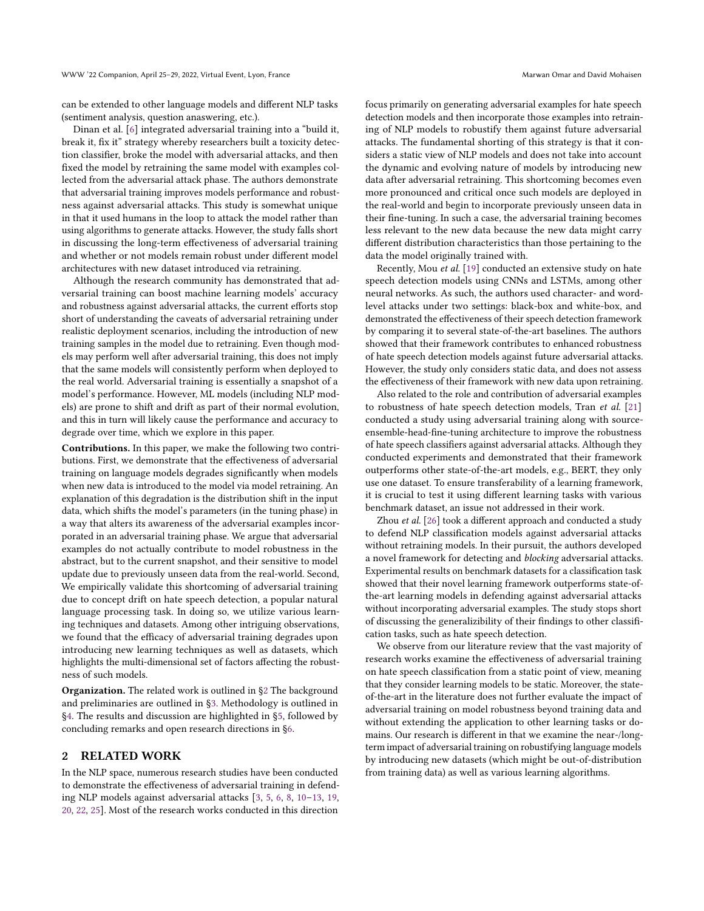can be extended to other language models and different NLP tasks (sentiment analysis, question anaswering, etc.).

Dinan et al. [6] integrated adversarial training into a "build it, break it, fix it" strategy whereby researchers built a toxicity detection classifier, broke the model with adversarial attacks, and then fixed the model by retraining the same model with examples collected from the adversarial attack phase. The authors demonstrate that adversarial training improves models performance and robustness against adversarial attacks. This study is somewhat unique in that it used humans in the loop to attack the model rather than using algorithms to generate attacks. However, the study falls short in discussing the long-term effectiveness of adversarial training and whether or not models remain robust under different model architectures with new dataset introduced via retraining.

Although the research community has demonstrated that adversarial training can boost machine learning models' accuracy and robustness against adversarial attacks, the current efforts stop short of understanding the caveats of adversarial retraining under realistic deployment scenarios, including the introduction of new training samples in the model due to retraining. Even though models may perform well after adversarial training, this does not imply that the same models will consistently perform when deployed to the real world. Adversarial training is essentially a snapshot of a model's performance. However, ML models (including NLP models) are prone to shift and drift as part of their normal evolution, and this in turn will likely cause the performance and accuracy to degrade over time, which we explore in this paper.

**Contributions.** In this paper, we make the following two contributions. First, we demonstrate that the effectiveness of adversarial training on language models degrades significantly when models when new data is introduced to the model via model retraining. An explanation of this degradation is the distribution shift in the input data, which shifts the model's parameters (in the tuning phase) in a way that alters its awareness of the adversarial examples incorporated in an adversarial training phase. We argue that adversarial examples do not actually contribute to model robustness in the abstract, but to the current snapshot, and their sensitive to model update due to previously unseen data from the real-world. Second, We empirically validate this shortcoming of adversarial training due to concept drift on hate speech detection, a popular natural language processing task. In doing so, we utilize various learning techniques and datasets. Among other intriguing observations, we found that the efficacy of adversarial training degrades upon introducing new learning techniques as well as datasets, which highlights the multi-dimensional set of factors affecting the robustness of such models.

**Organization.** The related work is outlined in §2 The background and preliminaries are outlined in §3. Methodology is outlined in §4. The results and discussion are highlighted in §5, followed by concluding remarks and open research directions in §6.

## 2 RELATED WORK

In the NLP space, numerous research studies have been conducted to demonstrate the effectiveness of adversarial training in defending NLP models against adversarial attacks [3, 5, 6, 8, 10–13, 19, 20, 22, 25]. Most of the research works conducted in this direction focus primarily on generating adversarial examples for hate speech detection models and then incorporate those examples into retraining of NLP models to robustify them against future adversarial attacks. The fundamental shorting of this strategy is that it considers a static view of NLP models and does not take into account the dynamic and evolving nature of models by introducing new data after adversarial retraining. This shortcoming becomes even more pronounced and critical once such models are deployed in the real-world and begin to incorporate previously unseen data in their fine-tuning. In such a case, the adversarial training becomes less relevant to the new data because the new data might carry different distribution characteristics than those pertaining to the data the model originally trained with.

Recently, Mou *et al.* [19] conducted an extensive study on hate speech detection models using CNNs and LSTMs, among other neural networks. As such, the authors used character- and word-level attacks under two settings: black-box and white-box, and demonstrated the effectiveness of their speech detection framework by comparing it to several state-of-the-art baselines. The authors showed that their framework contributes to enhanced robustness of hate speech detection models against future adversarial attacks. However, the study only considers static data, and does not assess the effectiveness of their framework with new data upon retraining.

Also related to the role and contribution of adversarial examples to robustness of hate speech detection models, Tran *et al.* [21] conducted a study using adversarial training along with source-ensemble-head-fine-tuning architecture to improve the robustness of hate speech classifiers against adversarial attacks. Although they conducted experiments and demonstrated that their framework outperforms other state-of-the-art models, e.g., BERT, they only use one dataset. To ensure transferability of a learning framework, it is crucial to test it using different learning tasks with various benchmark dataset, an issue not addressed in their work.

Zhou *et al.* [26] took a different approach and conducted a study to defend NLP classification models against adversarial attacks without retraining models. In their pursuit, the authors developed a novel framework for detecting and *blocking* adversarial attacks. Experimental results on benchmark datasets for a classification task showed that their novel learning framework outperforms state-of-the-art learning models in defending against adversarial attacks without incorporating adversarial examples. The study stops short of discussing the generalizibility of their findings to other classification tasks, such as hate speech detection.

We observe from our literature review that the vast majority of research works examine the effectiveness of adversarial training on hate speech classification from a static point of view, meaning that they consider learning models to be static. Moreover, the state-of-the-art in the literature does not further evaluate the impact of adversarial training on model robustness beyond training data and without extending the application to other learning tasks or domains. Our research is different in that we examine the near-/long-term impact of adversarial training on robustifying language models by introducing new datasets (which might be out-of-distribution from training data) as well as various learning algorithms.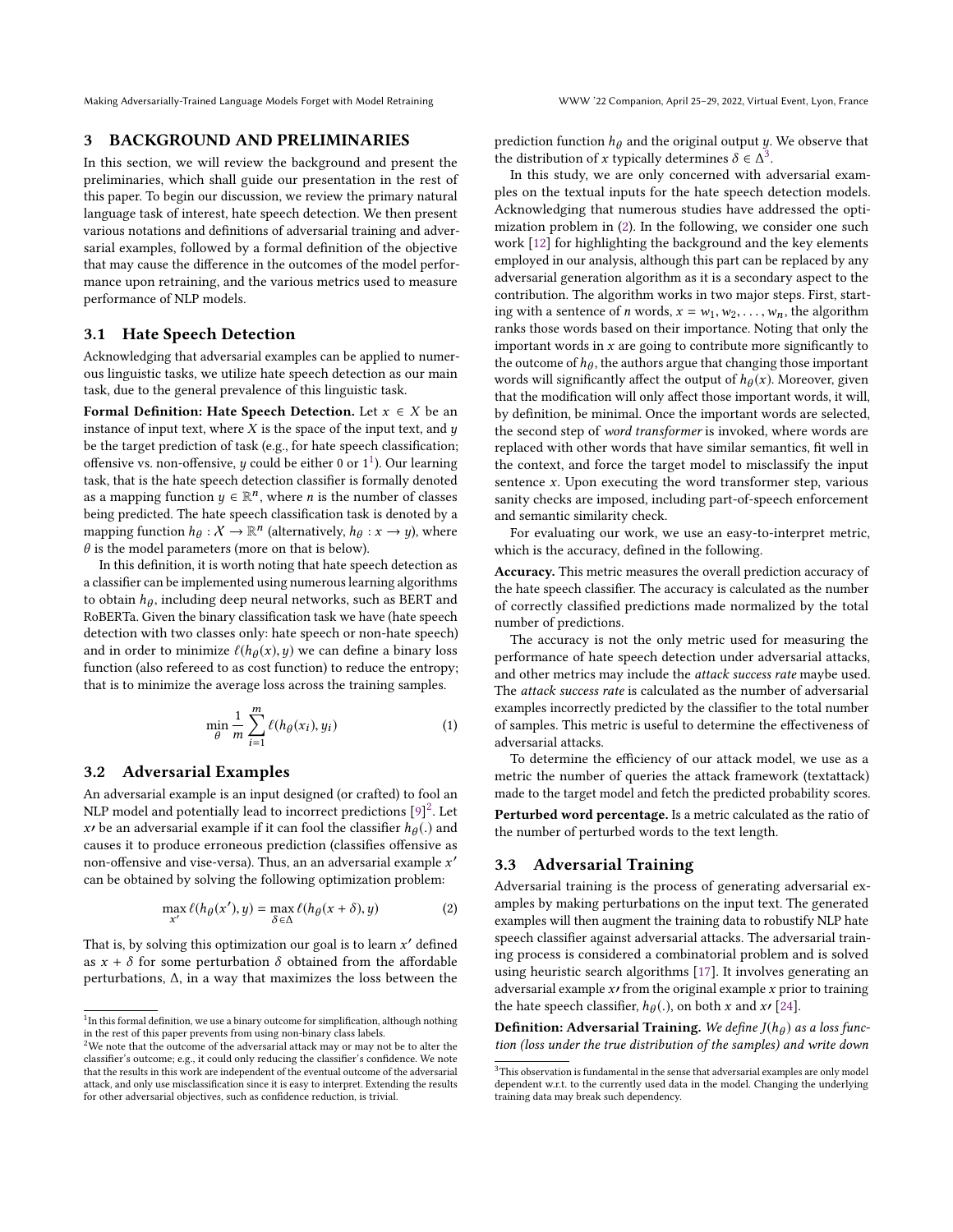## 3 BACKGROUND AND PRELIMINARIES

In this section, we will review the background and present the preliminaries, which shall guide our presentation in the rest of this paper. To begin our discussion, we review the primary natural language task of interest, hate speech detection. We then present various notations and definitions of adversarial training and adversarial examples, followed by a formal definition of the objective that may cause the difference in the outcomes of the model performance upon retraining, and the various metrics used to measure performance of NLP models.

### 3.1 Hate Speech Detection

Acknowledging that adversarial examples can be applied to numerous linguistic tasks, we utilize hate speech detection as our main task, due to the general prevalence of this linguistic task.

**Formal Definition: Hate Speech Detection.** Let $x \in X$ be an instance of input text, where $X$ is the space of the input text, and $y$ be the target prediction of task (e.g., for hate speech classification; offensive vs. non-offensive, $y$ could be either 0 or 1[1]). Our learning task, that is the hate speech detection classifier is formally denoted as a mapping function $y \in \mathbb{R}^n$, where $n$ is the number of classes being predicted. The hate speech classification task is denoted by a mapping function $h_\theta : \mathcal{X} \rightarrow \mathbb{R}^n$ (alternatively, $h_\theta : x \rightarrow y$), where $\theta$ is the model parameters (more on that is below).

In this definition, it is worth noting that hate speech detection as a classifier can be implemented using numerous learning algorithms to obtain $h_\theta$, including deep neural networks, such as BERT and RoBERTa. Given the binary classification task we have (hate speech detection with two classes only: hate speech or non-hate speech) and in order to minimize $\ell(h_\theta(x), y)$ we can define a binary loss function (also refereed to as cost function) to reduce the entropy; that is to minimize the average loss across the training samples.

$$\min_{\theta} \frac{1}{m} \sum_{i=1}^{m} \ell(h_\theta(x_i), y_i) \tag{1}$$

### 3.2 Adversarial Examples

An adversarial example is an input designed (or crafted) to fool an NLP model and potentially lead to incorrect predictions [9][2]. Let $x\prime$ be an adversarial example if it can fool the classifier $h_\theta(.)$ and causes it to produce erroneous prediction (classifies offensive as non-offensive and vise-versa). Thus, an an adversarial example $x'$ can be obtained by solving the following optimization problem:

$$\max_{x'} \ell(h_\theta(x'), y) = \max_{\delta \in \Delta} \ell(h_\theta(x + \delta), y) \tag{2}$$

That is, by solving this optimization our goal is to learn $x'$ defined as $x + \delta$ for some perturbation $\delta$ obtained from the affordable perturbations, $\Delta$, in a way that maximizes the loss between the prediction function $h_\theta$ and the original output $y$. We observe that the distribution of $x$ typically determines $\delta \in \Delta$[3].

In this study, we are only concerned with adversarial examples on the textual inputs for the hate speech detection models. Acknowledging that numerous studies have addressed the optimization problem in (2). In the following, we consider one such work [12] for highlighting the background and the key elements employed in our analysis, although this part can be replaced by any adversarial generation algorithm as it is a secondary aspect to the contribution. The algorithm works in two major steps. First, starting with a sentence of $n$ words, $x = w_1, w_2, \ldots, w_n$, the algorithm ranks those words based on their importance. Noting that only the important words in $x$ are going to contribute more significantly to the outcome of $h_\theta$, the authors argue that changing those important words will significantly affect the output of $h_\theta(x)$. Moreover, given that the modification will only affect those important words, it will, by definition, be minimal. Once the important words are selected, the second step of *word transformer* is invoked, where words are replaced with other words that have similar semantics, fit well in the context, and force the target model to misclassify the input sentence $x$. Upon executing the word transformer step, various sanity checks are imposed, including part-of-speech enforcement and semantic similarity check.

For evaluating our work, we use an easy-to-interpret metric, which is the accuracy, defined in the following.

**Accuracy.** This metric measures the overall prediction accuracy of the hate speech classifier. The accuracy is calculated as the number of correctly classified predictions made normalized by the total number of predictions.

The accuracy is not the only metric used for measuring the performance of hate speech detection under adversarial attacks, and other metrics may include the *attack success rate* maybe used. The *attack success rate* is calculated as the number of adversarial examples incorrectly predicted by the classifier to the total number of samples. This metric is useful to determine the effectiveness of adversarial attacks.

To determine the efficiency of our attack model, we use as a metric the number of queries the attack framework (textattack) made to the target model and fetch the predicted probability scores.

**Perturbed word percentage.** Is a metric calculated as the ratio of the number of perturbed words to the text length.

### 3.3 Adversarial Training

Adversarial training is the process of generating adversarial examples by making perturbations on the input text. The generated examples will then augment the training data to robustify NLP hate speech classifier against adversarial attacks. The adversarial training process is considered a combinatorial problem and is solved using heuristic search algorithms [17]. It involves generating an adversarial example $x\prime$ from the original example $x$ prior to training the hate speech classifier, $h_\theta(.)$, on both $x$ and $x\prime$ [24].

**Definition: Adversarial Training.** *We define $J(h_\theta)$ as a loss function (loss under the true distribution of the samples) and write down*

---

[1] In this formal definition, we use a binary outcome for simplification, although nothing in the rest of this paper prevents from using non-binary class labels.

[2] We note that the outcome of the adversarial attack may or may not be to alter the classifier's outcome; e.g., it could only reducing the classifier's confidence. We note that the results in this work are independent of the eventual outcome of the adversarial attack, and only use misclassification since it is easy to interpret. Extending the results for other adversarial objectives, such as confidence reduction, is trivial.

[3] This observation is fundamental in the sense that adversarial examples are only model dependent w.r.t. to the currently used data in the model. Changing the underlying training data may break such dependency.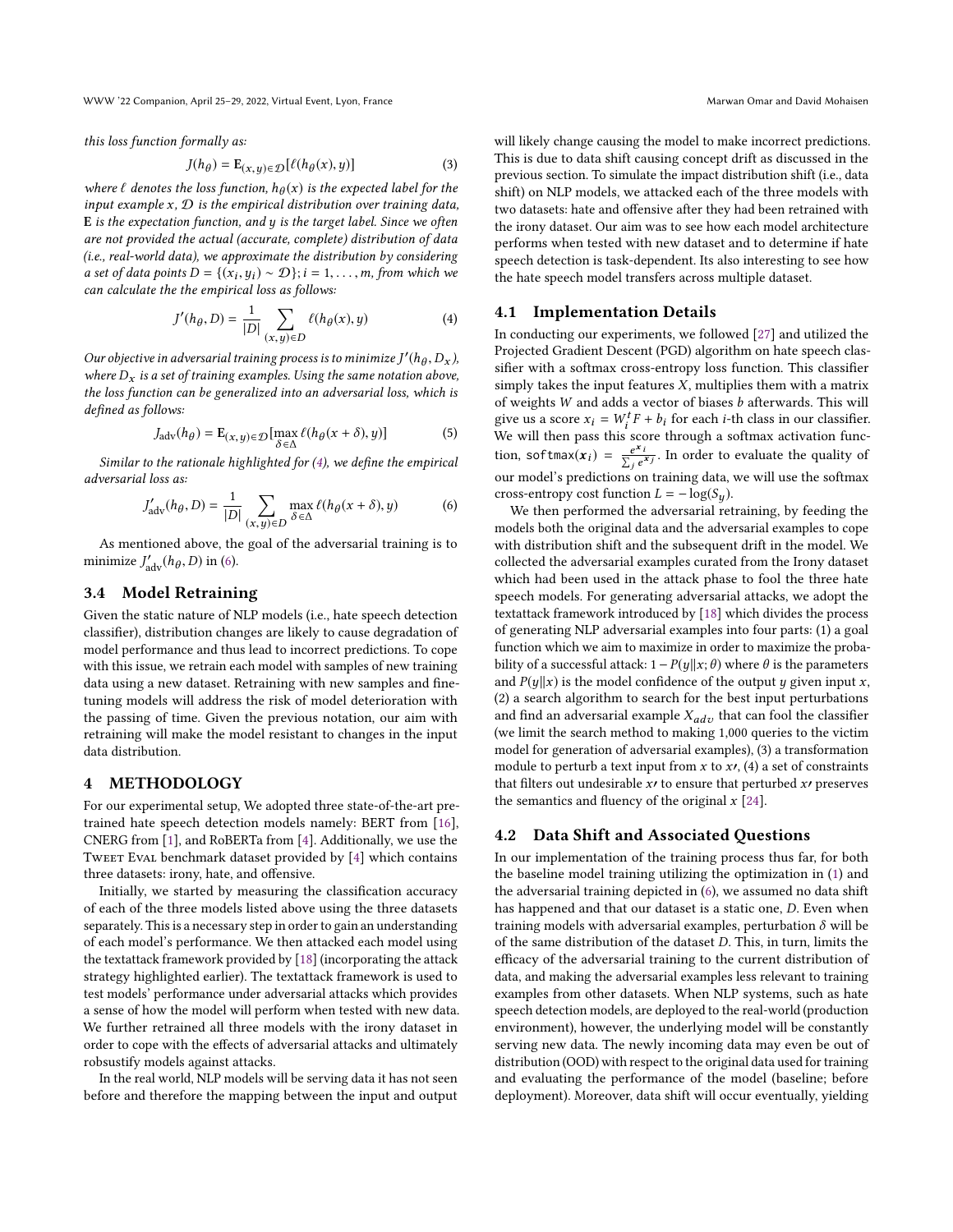*this loss function formally as:*

$$J(h_\theta) = \mathbf{E}_{(x,y)\in\mathcal{D}}[\ell(h_\theta(x), y)] \tag{3}$$

*where $\ell$ denotes the loss function, $h_\theta(x)$ is the expected label for the input example $x$, $\mathcal{D}$ is the empirical distribution over training data, $\mathbf{E}$ is the expectation function, and $y$ is the target label. Since we often are not provided the actual (accurate, complete) distribution of data (i.e., real-world data), we approximate the distribution by considering a set of data points $D = \{(x_i, y_i) \sim \mathcal{D}\}; i = 1, \ldots, m$, from which we can calculate the the empirical loss as follows:*

$$J'(h_\theta, D) = \frac{1}{|D|}\sum_{(x,y)\in D} \ell(h_\theta(x), y) \tag{4}$$

*Our objective in adversarial training process is to minimize $J'(h_\theta, D_x)$, where $D_x$ is a set of training examples. Using the same notation above, the loss function can be generalized into an adversarial loss, which is defined as follows:*

$$J_{\text{adv}}(h_\theta) = \mathbf{E}_{(x,y)\in\mathcal{D}}[\max_{\delta\in\Delta} \ell(h_\theta(x+\delta), y)] \tag{5}$$

*Similar to the rationale highlighted for (4), we define the empirical adversarial loss as:*

$$J'_{\text{adv}}(h_\theta, D) = \frac{1}{|D|}\sum_{(x,y)\in D} \max_{\delta\in\Delta} \ell(h_\theta(x+\delta), y) \tag{6}$$

As mentioned above, the goal of the adversarial training is to minimize $J'_{\text{adv}}(h_\theta, D)$ in (6).

### 3.4 Model Retraining

Given the static nature of NLP models (i.e., hate speech detection classifier), distribution changes are likely to cause degradation of model performance and thus lead to incorrect predictions. To cope with this issue, we retrain each model with samples of new training data using a new dataset. Retraining with new samples and fine-tuning models will address the risk of model deterioration with the passing of time. Given the previous notation, our aim with retraining will make the model resistant to changes in the input data distribution.

## 4 METHODOLOGY

For our experimental setup, We adopted three state-of-the-art pre-trained hate speech detection models namely: BERT from [16], CNERG from [1], and RoBERTa from [4]. Additionally, we use the Tweet Eval benchmark dataset provided by [4] which contains three datasets: irony, hate, and offensive.

Initially, we started by measuring the classification accuracy of each of the three models listed above using the three datasets separately. This is a necessary step in order to gain an understanding of each model's performance. We then attacked each model using the textattack framework provided by [18] (incorporating the attack strategy highlighted earlier). The textattack framework is used to test models' performance under adversarial attacks which provides a sense of how the model will perform when tested with new data. We further retrained all three models with the irony dataset in order to cope with the effects of adversarial attacks and ultimately robsustify models against attacks.

In the real world, NLP models will be serving data it has not seen before and therefore the mapping between the input and output will likely change causing the model to make incorrect predictions. This is due to data shift causing concept drift as discussed in the previous section. To simulate the impact distribution shift (i.e., data shift) on NLP models, we attacked each of the three models with two datasets: hate and offensive after they had been retrained with the irony dataset. Our aim was to see how each model architecture performs when tested with new dataset and to determine if hate speech detection is task-dependent. Its also interesting to see how the hate speech model transfers across multiple dataset.

### 4.1 Implementation Details

In conducting our experiments, we followed [27] and utilized the Projected Gradient Descent (PGD) algorithm on hate speech classifier with a softmax cross-entropy loss function. This classifier simply takes the input features $X$, multiplies them with a matrix of weights $W$ and adds a vector of biases $b$ afterwards. This will give us a score $x_i = W_i^t F + b_i$ for each $i$-th class in our classifier. We will then pass this score through a softmax activation function, $\texttt{softmax}(\boldsymbol{x}_i) = \frac{e^{x_i}}{\sum_j e^{x_j}}$. In order to evaluate the quality of our model's predictions on training data, we will use the softmax cross-entropy cost function $L = -\log(S_y)$.

We then performed the adversarial retraining, by feeding the models both the original data and the adversarial examples to cope with distribution shift and the subsequent drift in the model. We collected the adversarial examples curated from the Irony dataset which had been used in the attack phase to fool the three hate speech models. For generating adversarial attacks, we adopt the textattack framework introduced by [18] which divides the process of generating NLP adversarial examples into four parts: (1) a goal function which we aim to maximize in order to maximize the probability of a successful attack: $1 - P(y\|x; \theta)$ where $\theta$ is the parameters and $P(y\|x)$ is the model confidence of the output $y$ given input $x$, (2) a search algorithm to search for the best input perturbations and find an adversarial example $X_{adv}$ that can fool the classifier (we limit the search method to making 1,000 queries to the victim model for generation of adversarial examples), (3) a transformation module to perturb a text input from $x$ to $x\prime$, (4) a set of constraints that filters out undesirable $x\prime$ to ensure that perturbed $x\prime$ preserves the semantics and fluency of the original $x$ [24].

### 4.2 Data Shift and Associated Questions

In our implementation of the training process thus far, for both the baseline model training utilizing the optimization in (1) and the adversarial training depicted in (6), we assumed no data shift has happened and that our dataset is a static one, $D$. Even when training models with adversarial examples, perturbation $\delta$ will be of the same distribution of the dataset $D$. This, in turn, limits the efficacy of the adversarial training to the current distribution of data, and making the adversarial examples less relevant to training examples from other datasets. When NLP systems, such as hate speech detection models, are deployed to the real-world (production environment), however, the underlying model will be constantly serving new data. The newly incoming data may even be out of distribution (OOD) with respect to the original data used for training and evaluating the performance of the model (baseline; before deployment). Moreover, data shift will occur eventually, yielding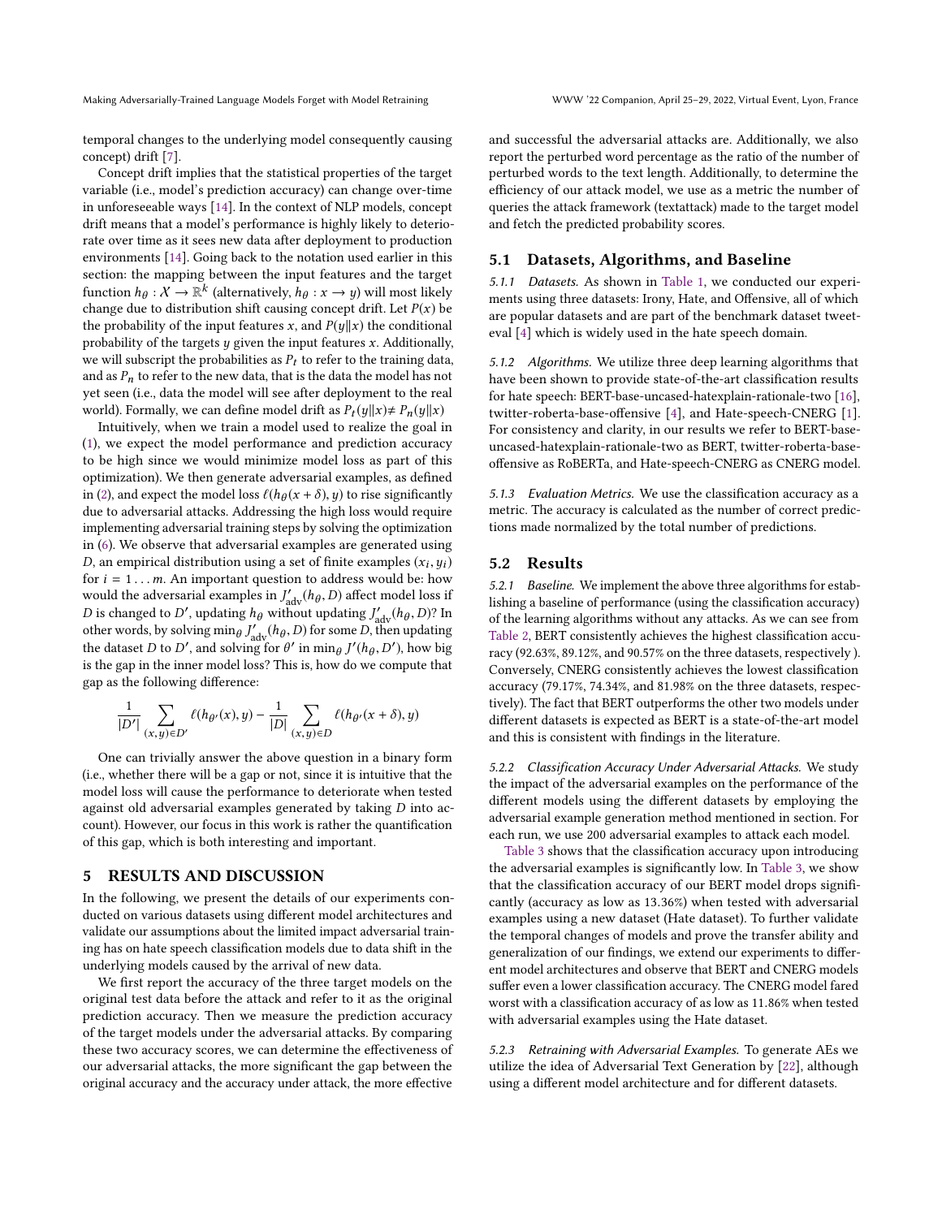temporal changes to the underlying model consequently causing concept) drift [7].

Concept drift implies that the statistical properties of the target variable (i.e., model's prediction accuracy) can change over-time in unforeseeable ways [14]. In the context of NLP models, concept drift means that a model's performance is highly likely to deteriorate over time as it sees new data after deployment to production environments [14]. Going back to the notation used earlier in this section: the mapping between the input features and the target function $h_\theta : \mathcal{X} \rightarrow \mathbb{R}^k$ (alternatively, $h_\theta : x \rightarrow y$) will most likely change due to distribution shift causing concept drift. Let $P(x)$ be the probability of the input features $x$, and $P(y\|x)$ the conditional probability of the targets $y$ given the input features $x$. Additionally, we will subscript the probabilities as $P_t$ to refer to the training data, and as $P_n$ to refer to the new data, that is the data the model has not yet seen (i.e., data the model will see after deployment to the real world). Formally, we can define model drift as $P_t(y\|x) \neq P_n(y\|x)$

Intuitively, when we train a model used to realize the goal in (1), we expect the model performance and prediction accuracy to be high since we would minimize model loss as part of this optimization). We then generate adversarial examples, as defined in (2), and expect the model loss $\ell(h_\theta(x + \delta), y)$ to rise significantly due to adversarial attacks. Addressing the high loss would require implementing adversarial training steps by solving the optimization in (6). We observe that adversarial examples are generated using $D$, an empirical distribution using a set of finite examples $(x_i, y_i)$ for $i = 1 \ldots m$. An important question to address would be: how would the adversarial examples in $J'_{\text{adv}}(h_\theta, D)$ affect model loss if $D$ is changed to $D'$, updating $h_\theta$ without updating $J'_{\text{adv}}(h_\theta, D)$? In other words, by solving $\min_\theta J'_{\text{adv}}(h_\theta, D)$ for some $D$, then updating the dataset $D$ to $D'$, and solving for $\theta'$ in $\min_\theta J'(h_\theta, D')$, how big is the gap in the inner model loss? This is, how do we compute that gap as the following difference:

$$\frac{1}{|D'|} \sum_{(x,y) \in D'} \ell(h_{\theta'}(x), y) - \frac{1}{|D|} \sum_{(x,y) \in D} \ell(h_{\theta'}(x + \delta), y)$$

One can trivially answer the above question in a binary form (i.e., whether there will be a gap or not, since it is intuitive that the model loss will cause the performance to deteriorate when tested against old adversarial examples generated by taking $D$ into account). However, our focus in this work is rather the quantification of this gap, which is both interesting and important.

## 5 RESULTS AND DISCUSSION

In the following, we present the details of our experiments conducted on various datasets using different model architectures and validate our assumptions about the limited impact adversarial training has on hate speech classification models due to data shift in the underlying models caused by the arrival of new data.

We first report the accuracy of the three target models on the original test data before the attack and refer to it as the original prediction accuracy. Then we measure the prediction accuracy of the target models under the adversarial attacks. By comparing these two accuracy scores, we can determine the effectiveness of our adversarial attacks, the more significant the gap between the original accuracy and the accuracy under attack, the more effective and successful the adversarial attacks are. Additionally, we also report the perturbed word percentage as the ratio of the number of perturbed words to the text length. Additionally, to determine the efficiency of our attack model, we use as a metric the number of queries the attack framework (textattack) made to the target model and fetch the predicted probability scores.

### 5.1 Datasets, Algorithms, and Baseline

*5.1.1 Datasets.* As shown in Table 1, we conducted our experiments using three datasets: Irony, Hate, and Offensive, all of which are popular datasets and are part of the benchmark dataset tweeteval [4] which is widely used in the hate speech domain.

*5.1.2 Algorithms.* We utilize three deep learning algorithms that have been shown to provide state-of-the-art classification results for hate speech: BERT-base-uncased-hatexplain-rationale-two [16], twitter-roberta-base-offensive [4], and Hate-speech-CNERG [1]. For consistency and clarity, in our results we refer to BERT-base-uncased-hatexplain-rationale-two as BERT, twitter-roberta-base-offensive as RoBERTa, and Hate-speech-CNERG as CNERG model.

*5.1.3 Evaluation Metrics.* We use the classification accuracy as a metric. The accuracy is calculated as the number of correct predictions made normalized by the total number of predictions.

### 5.2 Results

*5.2.1 Baseline.* We implement the above three algorithms for establishing a baseline of performance (using the classification accuracy) of the learning algorithms without any attacks. As we can see from Table 2, BERT consistently achieves the highest classification accuracy (92.63%, 89.12%, and 90.57% on the three datasets, respectively ). Conversely, CNERG consistently achieves the lowest classification accuracy (79.17%, 74.34%, and 81.98% on the three datasets, respectively). The fact that BERT outperforms the other two models under different datasets is expected as BERT is a state-of-the-art model and this is consistent with findings in the literature.

*5.2.2 Classification Accuracy Under Adversarial Attacks.* We study the impact of the adversarial examples on the performance of the different models using the different datasets by employing the adversarial example generation method mentioned in section. For each run, we use 200 adversarial examples to attack each model.

Table 3 shows that the classification accuracy upon introducing the adversarial examples is significantly low. In Table 3, we show that the classification accuracy of our BERT model drops significantly (accuracy as low as 13.36%) when tested with adversarial examples using a new dataset (Hate dataset). To further validate the temporal changes of models and prove the transfer ability and generalization of our findings, we extend our experiments to different model architectures and observe that BERT and CNERG models suffer even a lower classification accuracy. The CNERG model fared worst with a classification accuracy of as low as 11.86% when tested with adversarial examples using the Hate dataset.

*5.2.3 Retraining with Adversarial Examples.* To generate AEs we utilize the idea of Adversarial Text Generation by [22], although using a different model architecture and for different datasets.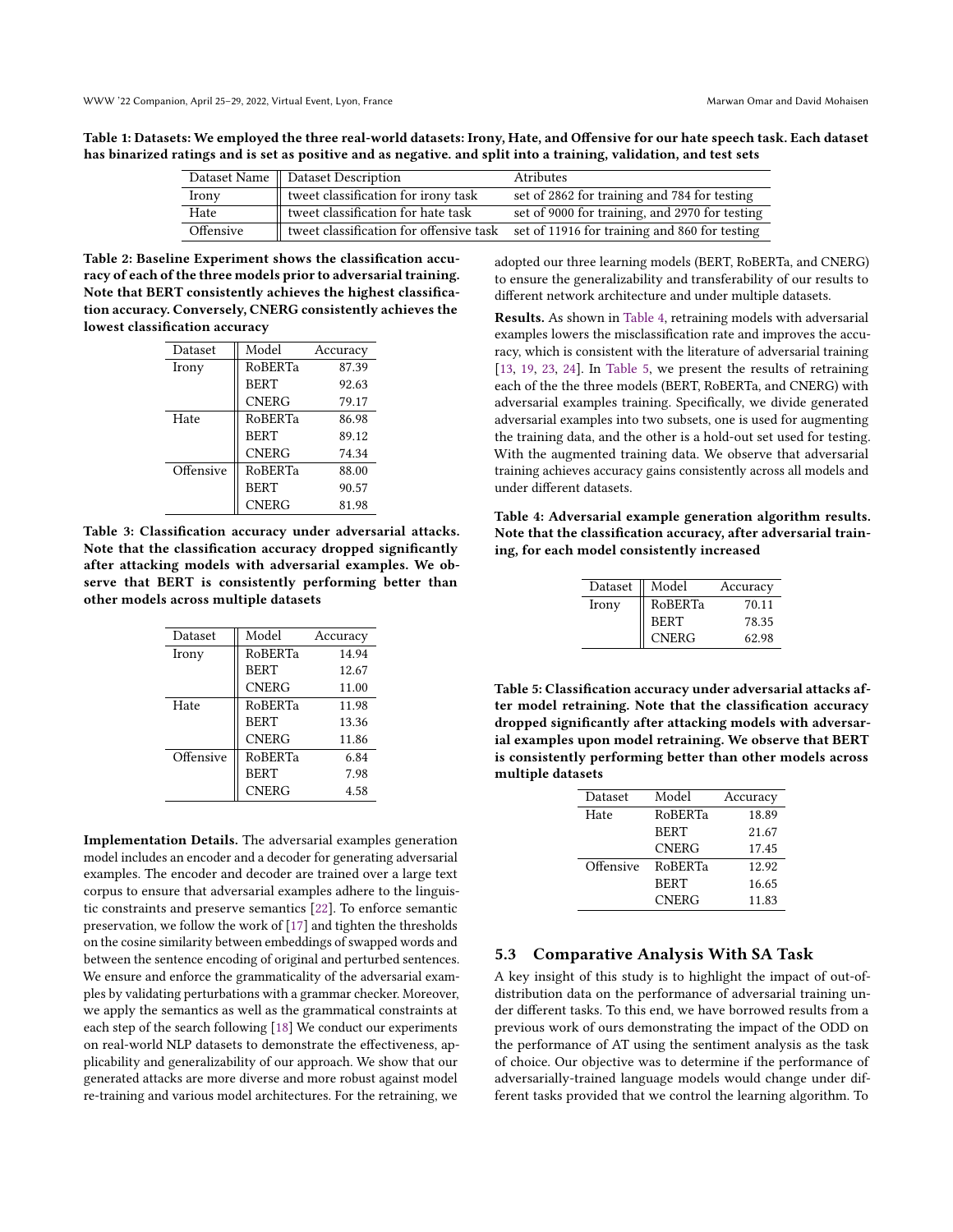**Table 1: Datasets: We employed the three real-world datasets: Irony, Hate, and Offensive for our hate speech task. Each dataset has binarized ratings and is set as positive and as negative. and split into a training, validation, and test sets**

| Dataset Name | Dataset Description | Atributes |
|---|---|---|
| Irony | tweet classification for irony task | set of 2862 for training and 784 for testing |
| Hate | tweet classification for hate task | set of 9000 for training, and 2970 for testing |
| Offensive | tweet classification for offensive task | set of 11916 for training and 860 for testing |

**Table 2: Baseline Experiment shows the classification accuracy of each of the three models prior to adversarial training. Note that BERT consistently achieves the highest classification accuracy. Conversely, CNERG consistently achieves the lowest classification accuracy**

| Dataset | Model | Accuracy |
|---|---|---|
| Irony | RoBERTa | 87.39 |
| | BERT | 92.63 |
| | CNERG | 79.17 |
| Hate | RoBERTa | 86.98 |
| | BERT | 89.12 |
| | CNERG | 74.34 |
| Offensive | RoBERTa | 88.00 |
| | BERT | 90.57 |
| | CNERG | 81.98 |

**Table 3: Classification accuracy under adversarial attacks. Note that the classification accuracy dropped significantly after attacking models with adversarial examples. We observe that BERT is consistently performing better than other models across multiple datasets**

| Dataset | Model | Accuracy |
|---|---|---|
| Irony | RoBERTa | 14.94 |
| | BERT | 12.67 |
| | CNERG | 11.00 |
| Hate | RoBERTa | 11.98 |
| | BERT | 13.36 |
| | CNERG | 11.86 |
| Offensive | RoBERTa | 6.84 |
| | BERT | 7.98 |
| | CNERG | 4.58 |

**Implementation Details.** The adversarial examples generation model includes an encoder and a decoder for generating adversarial examples. The encoder and decoder are trained over a large text corpus to ensure that adversarial examples adhere to the linguistic constraints and preserve semantics [22]. To enforce semantic preservation, we follow the work of [17] and tighten the thresholds on the cosine similarity between embeddings of swapped words and between the sentence encoding of original and perturbed sentences. We ensure and enforce the grammaticality of the adversarial examples by validating perturbations with a grammar checker. Moreover, we apply the semantics as well as the grammatical constraints at each step of the search following [18] We conduct our experiments on real-world NLP datasets to demonstrate the effectiveness, applicability and generalizability of our approach. We show that our generated attacks are more diverse and more robust against model re-training and various model architectures. For the retraining, we adopted our three learning models (BERT, RoBERTa, and CNERG) to ensure the generalizability and transferability of our results to different network architecture and under multiple datasets.

**Results.** As shown in Table 4, retraining models with adversarial examples lowers the misclassification rate and improves the accuracy, which is consistent with the literature of adversarial training [13, 19, 23, 24]. In Table 5, we present the results of retraining each of the the three models (BERT, RoBERTa, and CNERG) with adversarial examples training. Specifically, we divide generated adversarial examples into two subsets, one is used for augmenting the training data, and the other is a hold-out set used for testing. With the augmented training data. We observe that adversarial training achieves accuracy gains consistently across all models and under different datasets.

**Table 4: Adversarial example generation algorithm results. Note that the classification accuracy, after adversarial training, for each model consistently increased**

| Dataset | Model | Accuracy |
|---|---|---|
| Irony | RoBERTa | 70.11 |
| | BERT | 78.35 |
| | CNERG | 62.98 |

**Table 5: Classification accuracy under adversarial attacks after model retraining. Note that the classification accuracy dropped significantly after attacking models with adversarial examples upon model retraining. We observe that BERT is consistently performing better than other models across multiple datasets**

| Dataset | Model | Accuracy |
|---|---|---|
| Hate | RoBERTa | 18.89 |
| | BERT | 21.67 |
| | CNERG | 17.45 |
| Offensive | RoBERTa | 12.92 |
| | BERT | 16.65 |
| | CNERG | 11.83 |

### 5.3 Comparative Analysis With SA Task

A key insight of this study is to highlight the impact of out-of-distribution data on the performance of adversarial training under different tasks. To this end, we have borrowed results from a previous work of ours demonstrating the impact of the ODD on the performance of AT using the sentiment analysis as the task of choice. Our objective was to determine if the performance of adversarially-trained language models would change under different tasks provided that we control the learning algorithm. To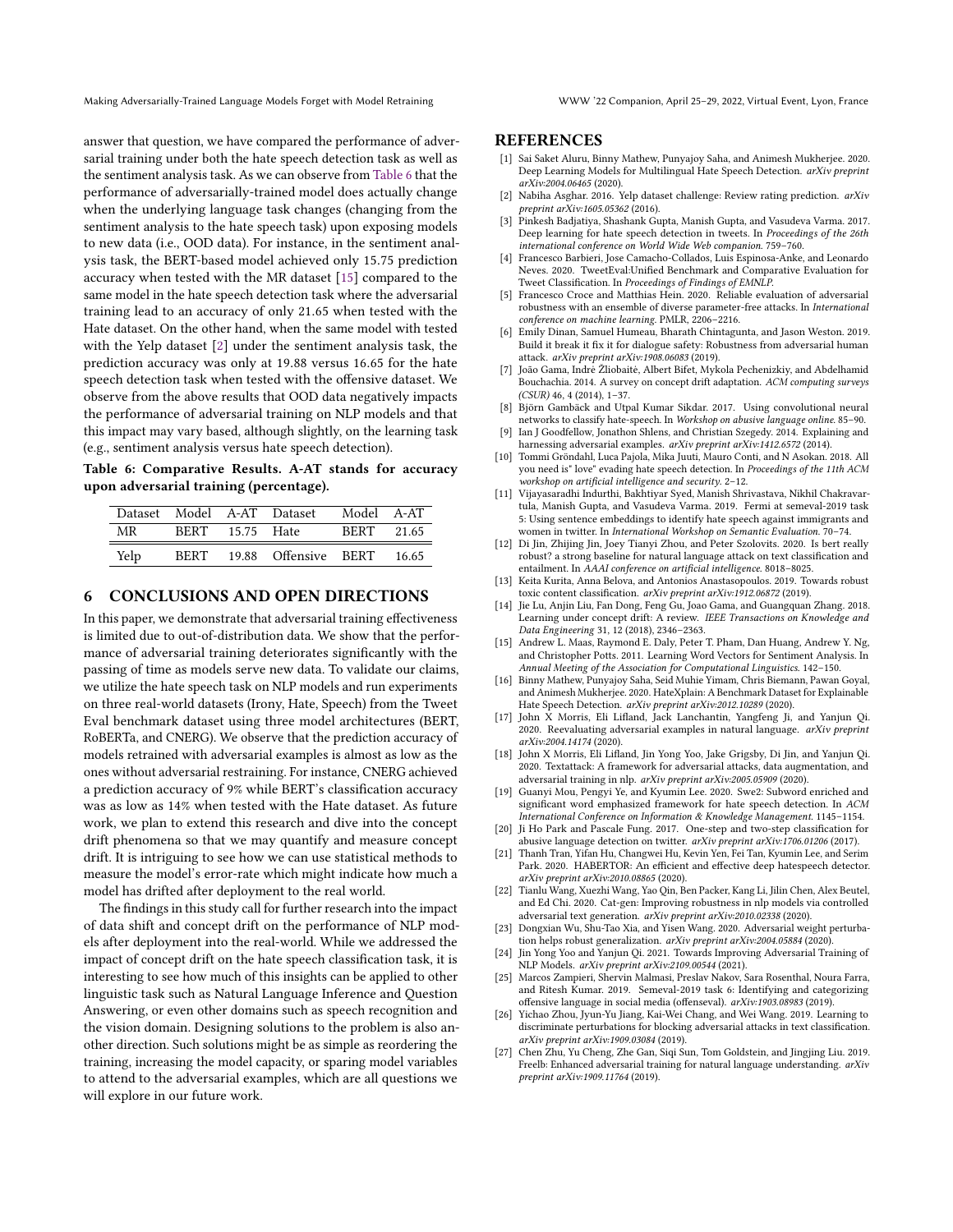answer that question, we have compared the performance of adversarial training under both the hate speech detection task as well as the sentiment analysis task. As we can observe from Table 6 that the performance of adversarially-trained model does actually change when the underlying language task changes (changing from the sentiment analysis to the hate speech task) upon exposing models to new data (i.e., OOD data). For instance, in the sentiment analysis task, the BERT-based model achieved only 15.75 prediction accuracy when tested with the MR dataset [15] compared to the same model in the hate speech detection task where the adversarial training lead to an accuracy of only 21.65 when tested with the Hate dataset. On the other hand, when the same model with tested with the Yelp dataset [2] under the sentiment analysis task, the prediction accuracy was only at 19.88 versus 16.65 for the hate speech detection task when tested with the offensive dataset. We observe from the above results that OOD data negatively impacts the performance of adversarial training on NLP models and that this impact may vary based, although slightly, on the learning task (e.g., sentiment analysis versus hate speech detection).

**Table 6: Comparative Results. A-AT stands for accuracy upon adversarial training (percentage).**

| Dataset | Model | A-AT | Dataset | Model | A-AT |
|---|---|---|---|---|---|
| MR | BERT | 15.75 | Hate | BERT | 21.65 |
| Yelp | BERT | 19.88 | Offensive | BERT | 16.65 |

## 6 CONCLUSIONS AND OPEN DIRECTIONS

In this paper, we demonstrate that adversarial training effectiveness is limited due to out-of-distribution data. We show that the performance of adversarial training deteriorates significantly with the passing of time as models serve new data. To validate our claims, we utilize the hate speech task on NLP models and run experiments on three real-world datasets (Irony, Hate, Speech) from the Tweet Eval benchmark dataset using three model architectures (BERT, RoBERTa, and CNERG). We observe that the prediction accuracy of models retrained with adversarial examples is almost as low as the ones without adversarial restraining. For instance, CNERG achieved a prediction accuracy of 9% while BERT's classification accuracy was as low as 14% when tested with the Hate dataset. As future work, we plan to extend this research and dive into the concept drift phenomena so that we may quantify and measure concept drift. It is intriguing to see how we can use statistical methods to measure the model's error-rate which might indicate how much a model has drifted after deployment to the real world.

The findings in this study call for further research into the impact of data shift and concept drift on the performance of NLP models after deployment into the real-world. While we addressed the impact of concept drift on the hate speech classification task, it is interesting to see how much of this insights can be applied to other linguistic task such as Natural Language Inference and Question Answering, or even other domains such as speech recognition and the vision domain. Designing solutions to the problem is also another direction. Such solutions might be as simple as reordering the training, increasing the model capacity, or sparing model variables to attend to the adversarial examples, which are all questions we will explore in our future work.

## REFERENCES

[1] Sai Saket Aluru, Binny Mathew, Punyajoy Saha, and Animesh Mukherjee. 2020. Deep Learning Models for Multilingual Hate Speech Detection. *arXiv preprint arXiv:2004.06465* (2020).

[2] Nabiha Asghar. 2016. Yelp dataset challenge: Review rating prediction. *arXiv preprint arXiv:1605.05362* (2016).

[3] Pinkesh Badjatiya, Shashank Gupta, Manish Gupta, and Vasudeva Varma. 2017. Deep learning for hate speech detection in tweets. In *Proceedings of the 26th international conference on World Wide Web companion*. 759–760.

[4] Francesco Barbieri, Jose Camacho-Collados, Luis Espinosa-Anke, and Leonardo Neves. 2020. TweetEval:Unified Benchmark and Comparative Evaluation for Tweet Classification. In *Proceedings of Findings of EMNLP*.

[5] Francesco Croce and Matthias Hein. 2020. Reliable evaluation of adversarial robustness with an ensemble of diverse parameter-free attacks. In *International conference on machine learning*. PMLR, 2206–2216.

[6] Emily Dinan, Samuel Humeau, Bharath Chintagunta, and Jason Weston. 2019. Build it break it fix it for dialogue safety: Robustness from adversarial human attack. *arXiv preprint arXiv:1908.06083* (2019).

[7] João Gama, Indrė Žliobaitė, Albert Bifet, Mykola Pechenizkiy, and Abdelhamid Bouchachia. 2014. A survey on concept drift adaptation. *ACM computing surveys (CSUR)* 46, 4 (2014), 1–37.

[8] Björn Gambäck and Utpal Kumar Sikdar. 2017. Using convolutional neural networks to classify hate-speech. In *Workshop on abusive language online*. 85–90.

[9] Ian J Goodfellow, Jonathon Shlens, and Christian Szegedy. 2014. Explaining and harnessing adversarial examples. *arXiv preprint arXiv:1412.6572* (2014).

[10] Tommi Gröndahl, Luca Pajola, Mika Juuti, Mauro Conti, and N Asokan. 2018. All you need is" love" evading hate speech detection. In *Proceedings of the 11th ACM workshop on artificial intelligence and security*. 2–12.

[11] Vijayasaradhi Indurthi, Bakhtiyar Syed, Manish Shrivastava, Nikhil Chakravartula, Manish Gupta, and Vasudeva Varma. 2019. Fermi at semeval-2019 task 5: Using sentence embeddings to identify hate speech against immigrants and women in twitter. In *International Workshop on Semantic Evaluation*. 70–74.

[12] Di Jin, Zhijing Jin, Joey Tianyi Zhou, and Peter Szolovits. 2020. Is bert really robust? a strong baseline for natural language attack on text classification and entailment. In *AAAI conference on artificial intelligence*. 8018–8025.

[13] Keita Kurita, Anna Belova, and Antonios Anastasopoulos. 2019. Towards robust toxic content classification. *arXiv preprint arXiv:1912.06872* (2019).

[14] Jie Lu, Anjin Liu, Fan Dong, Feng Gu, Joao Gama, and Guangquan Zhang. 2018. Learning under concept drift: A review. *IEEE Transactions on Knowledge and Data Engineering* 31, 12 (2018), 2346–2363.

[15] Andrew L. Maas, Raymond E. Daly, Peter T. Pham, Dan Huang, Andrew Y. Ng, and Christopher Potts. 2011. Learning Word Vectors for Sentiment Analysis. In *Annual Meeting of the Association for Computational Linguistics*. 142–150.

[16] Binny Mathew, Punyajoy Saha, Seid Muhie Yimam, Chris Biemann, Pawan Goyal, and Animesh Mukherjee. 2020. HateXplain: A Benchmark Dataset for Explainable Hate Speech Detection. *arXiv preprint arXiv:2012.10289* (2020).

[17] John X Morris, Eli Lifland, Jack Lanchantin, Yangfeng Ji, and Yanjun Qi. 2020. Reevaluating adversarial examples in natural language. *arXiv preprint arXiv:2004.14174* (2020).

[18] John X Morris, Eli Lifland, Jin Yong Yoo, Jake Grigsby, Di Jin, and Yanjun Qi. 2020. Textattack: A framework for adversarial attacks, data augmentation, and adversarial training in nlp. *arXiv preprint arXiv:2005.05909* (2020).

[19] Guanyi Mou, Pengyi Ye, and Kyumin Lee. 2020. Swe2: Subword enriched and significant word emphasized framework for hate speech detection. In *ACM International Conference on Information & Knowledge Management*. 1145–1154.

[20] Ji Ho Park and Pascale Fung. 2017. One-step and two-step classification for abusive language detection on twitter. *arXiv preprint arXiv:1706.01206* (2017).

[21] Thanh Tran, Yifan Hu, Changwei Hu, Kevin Yen, Fei Tan, Kyumin Lee, and Serim Park. 2020. HABERTOR: An efficient and effective deep hatespeech detector. *arXiv preprint arXiv:2010.08865* (2020).

[22] Tianlu Wang, Xuezhi Wang, Yao Qin, Ben Packer, Kang Li, Jilin Chen, Alex Beutel, and Ed Chi. 2020. Cat-gen: Improving robustness in nlp models via controlled adversarial text generation. *arXiv preprint arXiv:2010.02338* (2020).

[23] Dongxian Wu, Shu-Tao Xia, and Yisen Wang. 2020. Adversarial weight perturbation helps robust generalization. *arXiv preprint arXiv:2004.05884* (2020).

[24] Jin Yong Yoo and Yanjun Qi. 2021. Towards Improving Adversarial Training of NLP Models. *arXiv preprint arXiv:2109.00544* (2021).

[25] Marcos Zampieri, Shervin Malmasi, Preslav Nakov, Sara Rosenthal, Noura Farra, and Ritesh Kumar. 2019. Semeval-2019 task 6: Identifying and categorizing offensive language in social media (offenseval). *arXiv:1903.08983* (2019).

[26] Yichao Zhou, Jyun-Yu Jiang, Kai-Wei Chang, and Wei Wang. 2019. Learning to discriminate perturbations for blocking adversarial attacks in text classification. *arXiv preprint arXiv:1909.03084* (2019).

[27] Chen Zhu, Yu Cheng, Zhe Gan, Siqi Sun, Tom Goldstein, and Jingjing Liu. 2019. Freelb: Enhanced adversarial training for natural language understanding. *arXiv preprint arXiv:1909.11764* (2019).